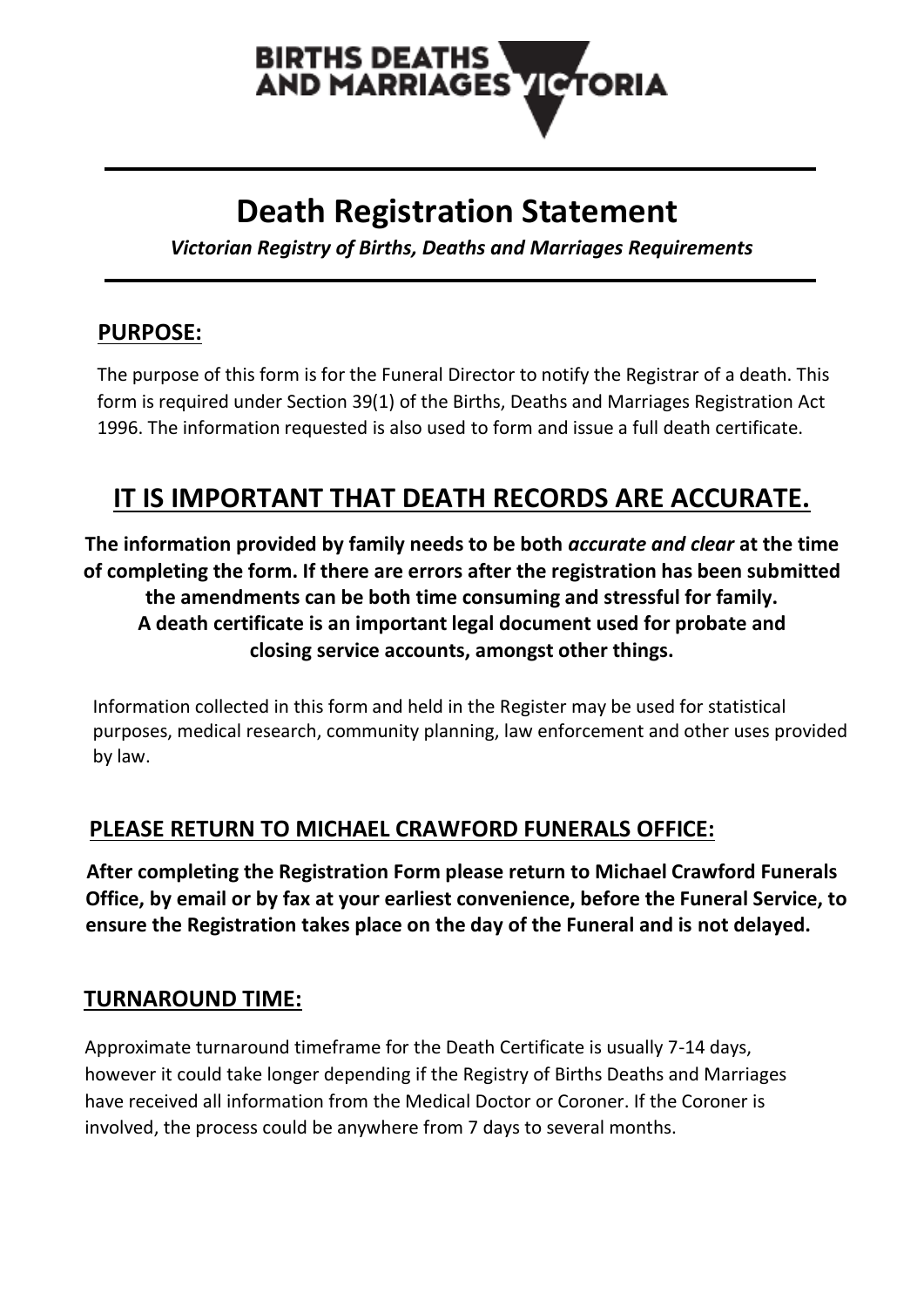BIRTHS DEATHS AND MARRIAGES VICTORIA

# Death Registration Statement

*Victorian Registry of Births, Deaths and Marriages Requirements*

## PURPOSE:

The purpose of this form is for the Funeral Director to notify the Registrar of a death. This form is required under Section 39(1) of the Births, Deaths and Marriages Registration Act 1996. The information requested is also used to form and issue a full death certificate.

## IT IS IMPORTANT THAT DEATH RECORDS ARE ACCURATE.

**The information provided by family needs to be both *accurate and clear* at the time of completing the form. If there are errors after the registration has been submitted the amendments can be both time consuming and stressful for family. A death certificate is an important legal document used for probate and closing service accounts, amongst other things.**

Information collected in this form and held in the Register may be used for statistical purposes, medical research, community planning, law enforcement and other uses provided by law.

## PLEASE RETURN TO MICHAEL CRAWFORD FUNERALS OFFICE:

**After completing the Registration Form please return to Michael Crawford Funerals Office, by email or by fax at your earliest convenience, before the Funeral Service, to ensure the Registration takes place on the day of the Funeral and is not delayed.**

## TURNAROUND TIME:

Approximate turnaround timeframe for the Death Certificate is usually 7-14 days, however it could take longer depending if the Registry of Births Deaths and Marriages have received all information from the Medical Doctor or Coroner. If the Coroner is involved, the process could be anywhere from 7 days to several months.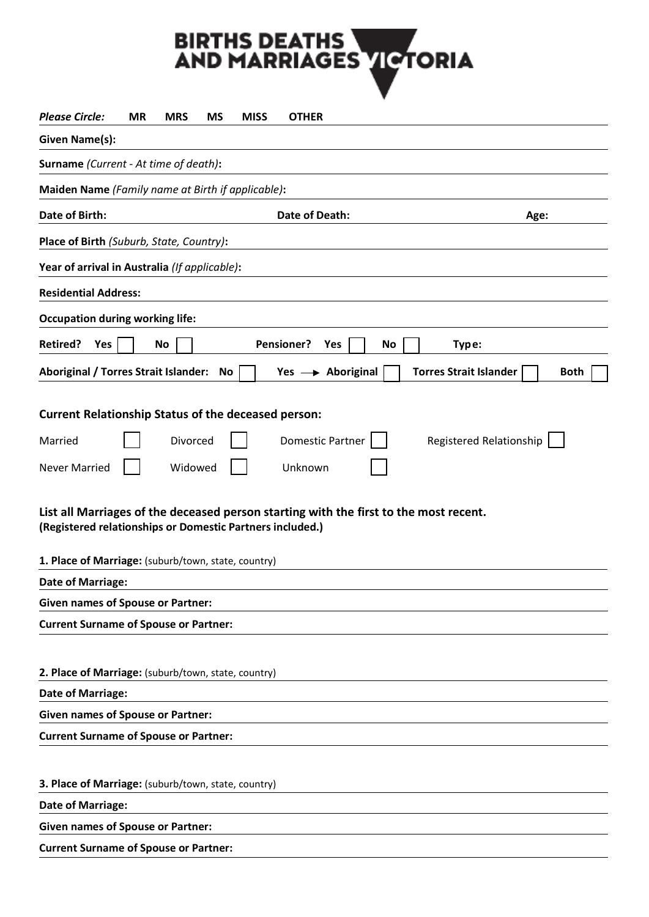# BIRTHS DEATHS AND MARRIAGES VICTORIA

***Please Circle:*** **MR** **MRS** **MS** **MISS** **OTHER**

**Given Name(s):**

**Surname** *(Current - At time of death)***:**

**Maiden Name** *(Family name at Birth if applicable)***:**

**Date of Birth:** **Date of Death:** **Age:**

**Place of Birth** *(Suburb, State, Country)***:**

**Year of arrival in Australia** *(If applicable)***:**

**Residential Address:**

**Occupation during working life:**

**Retired?** **Yes** ☐ **No** ☐ **Pensioner?** **Yes** ☐ **No** ☐ **Type:**

**Aboriginal / Torres Strait Islander:** **No** ☐ **Yes** → **Aboriginal** ☐ **Torres Strait Islander** ☐ **Both** ☐

## Current Relationship Status of the deceased person:

Married ☐ Divorced ☐ Domestic Partner ☐ Registered Relationship ☐

Never Married ☐ Widowed ☐ Unknown ☐

## List all Marriages of the deceased person starting with the first to the most recent.

**(Registered relationships or Domestic Partners included.)**

**1. Place of Marriage:** (suburb/town, state, country)

**Date of Marriage:**

**Given names of Spouse or Partner:**

**Current Surname of Spouse or Partner:**

**2. Place of Marriage:** (suburb/town, state, country)

**Date of Marriage:**

**Given names of Spouse or Partner:**

**Current Surname of Spouse or Partner:**

**3. Place of Marriage:** (suburb/town, state, country)

**Date of Marriage:**

**Given names of Spouse or Partner:**

**Current Surname of Spouse or Partner:**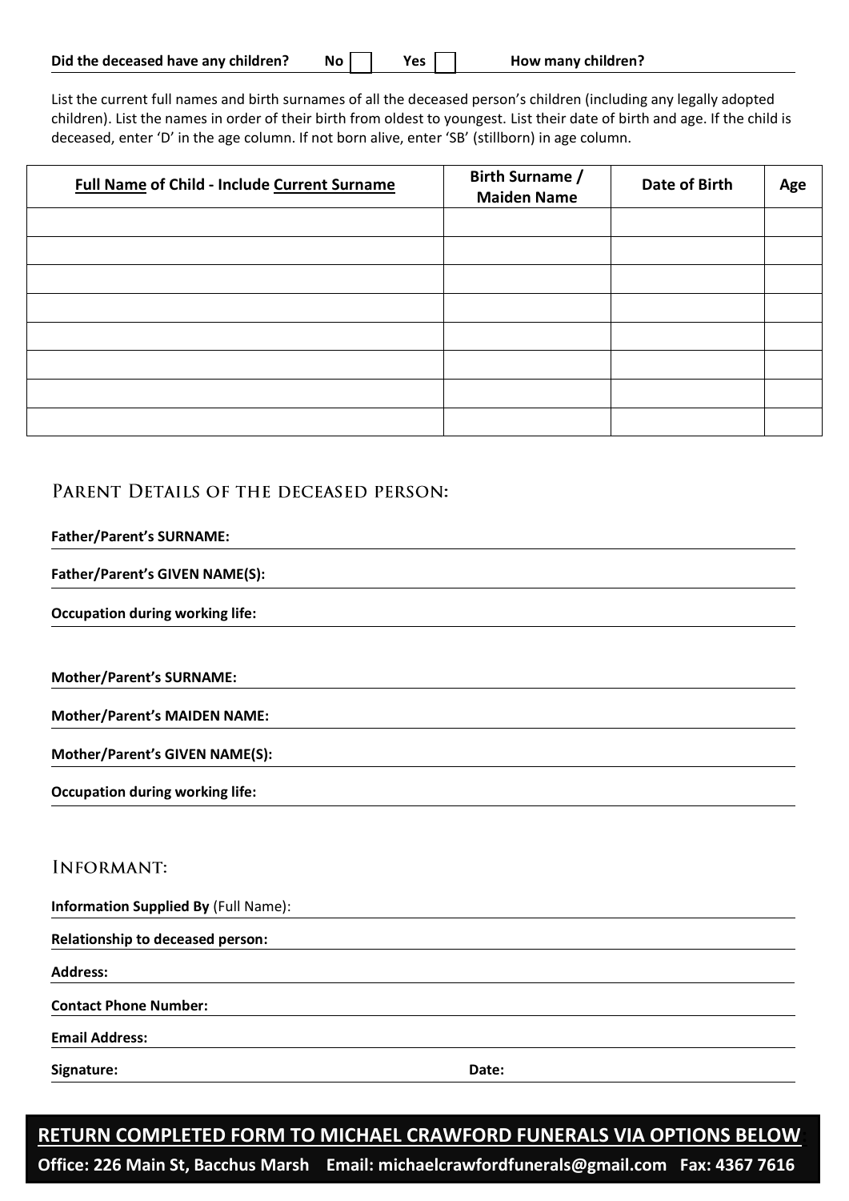**Did the deceased have any children?** **No** ☐ **Yes** ☐ **How many children?**

List the current full names and birth surnames of all the deceased person's children (including any legally adopted children). List the names in order of their birth from oldest to youngest. List their date of birth and age. If the child is deceased, enter 'D' in the age column. If not born alive, enter 'SB' (stillborn) in age column.

| **Full Name of Child - Include Current Surname** | **Birth Surname / Maiden Name** | **Date of Birth** | **Age** |
|---|---|---|---|
| | | | |
| | | | |
| | | | |
| | | | |
| | | | |
| | | | |
| | | | |
| | | | |

## Parent Details of the deceased person:

**Father/Parent's SURNAME:**

**Father/Parent's GIVEN NAME(S):**

**Occupation during working life:**

**Mother/Parent's SURNAME:**

**Mother/Parent's MAIDEN NAME:**

**Mother/Parent's GIVEN NAME(S):**

**Occupation during working life:**

## Informant:

**Information Supplied By** (Full Name):

**Relationship to deceased person:**

**Address:**

**Contact Phone Number:**

**Email Address:**

**Signature:** **Date:**

**RETURN COMPLETED FORM TO MICHAEL CRAWFORD FUNERALS VIA OPTIONS BELOW**

**Office: 226 Main St, Bacchus Marsh Email: michaelcrawfordfunerals@gmail.com Fax: 4367 7616**